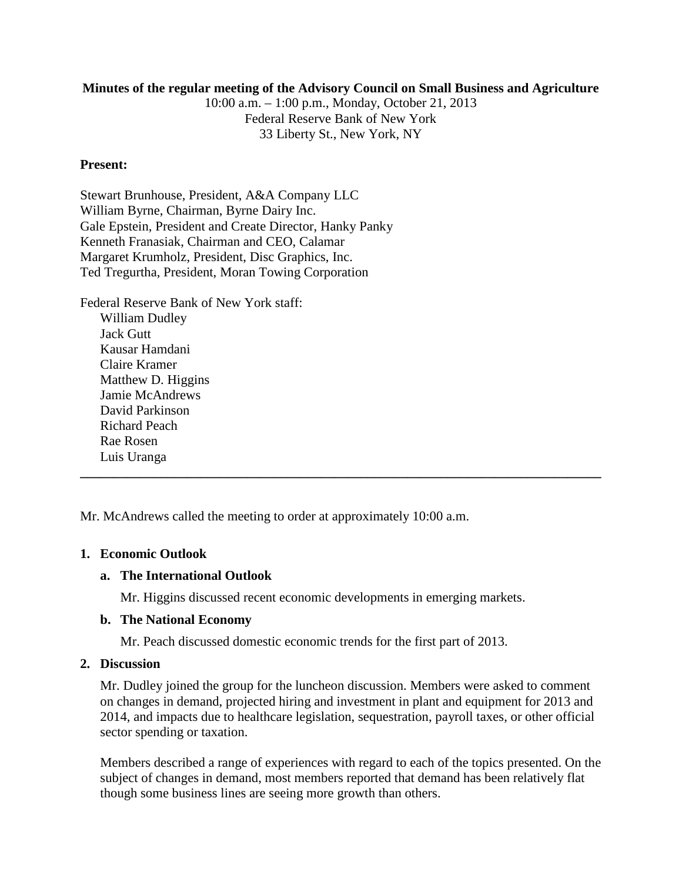**Minutes of the regular meeting of the Advisory Council on Small Business and Agriculture**

10:00 a.m. – 1:00 p.m., Monday, October 21, 2013
Federal Reserve Bank of New York
33 Liberty St., New York, NY

**Present:**

Stewart Brunhouse, President, A&A Company LLC
William Byrne, Chairman, Byrne Dairy Inc.
Gale Epstein, President and Create Director, Hanky Panky
Kenneth Franasiak, Chairman and CEO, Calamar
Margaret Krumholz, President, Disc Graphics, Inc.
Ted Tregurtha, President, Moran Towing Corporation

Federal Reserve Bank of New York staff:
- William Dudley
- Jack Gutt
- Kausar Hamdani
- Claire Kramer
- Matthew D. Higgins
- Jamie McAndrews
- David Parkinson
- Richard Peach
- Rae Rosen
- Luis Uranga

---

Mr. McAndrews called the meeting to order at approximately 10:00 a.m.

1. **Economic Outlook**

   a. **The International Outlook**

      Mr. Higgins discussed recent economic developments in emerging markets.

   b. **The National Economy**

      Mr. Peach discussed domestic economic trends for the first part of 2013.

2. **Discussion**

   Mr. Dudley joined the group for the luncheon discussion. Members were asked to comment on changes in demand, projected hiring and investment in plant and equipment for 2013 and 2014, and impacts due to healthcare legislation, sequestration, payroll taxes, or other official sector spending or taxation.

   Members described a range of experiences with regard to each of the topics presented. On the subject of changes in demand, most members reported that demand has been relatively flat though some business lines are seeing more growth than others.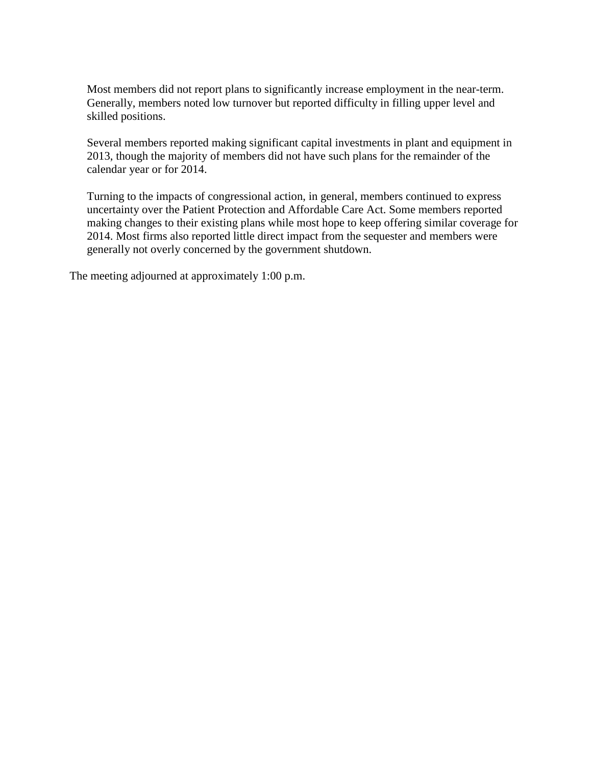Most members did not report plans to significantly increase employment in the near-term. Generally, members noted low turnover but reported difficulty in filling upper level and skilled positions.

Several members reported making significant capital investments in plant and equipment in 2013, though the majority of members did not have such plans for the remainder of the calendar year or for 2014.

Turning to the impacts of congressional action, in general, members continued to express uncertainty over the Patient Protection and Affordable Care Act. Some members reported making changes to their existing plans while most hope to keep offering similar coverage for 2014. Most firms also reported little direct impact from the sequester and members were generally not overly concerned by the government shutdown.

The meeting adjourned at approximately 1:00 p.m.